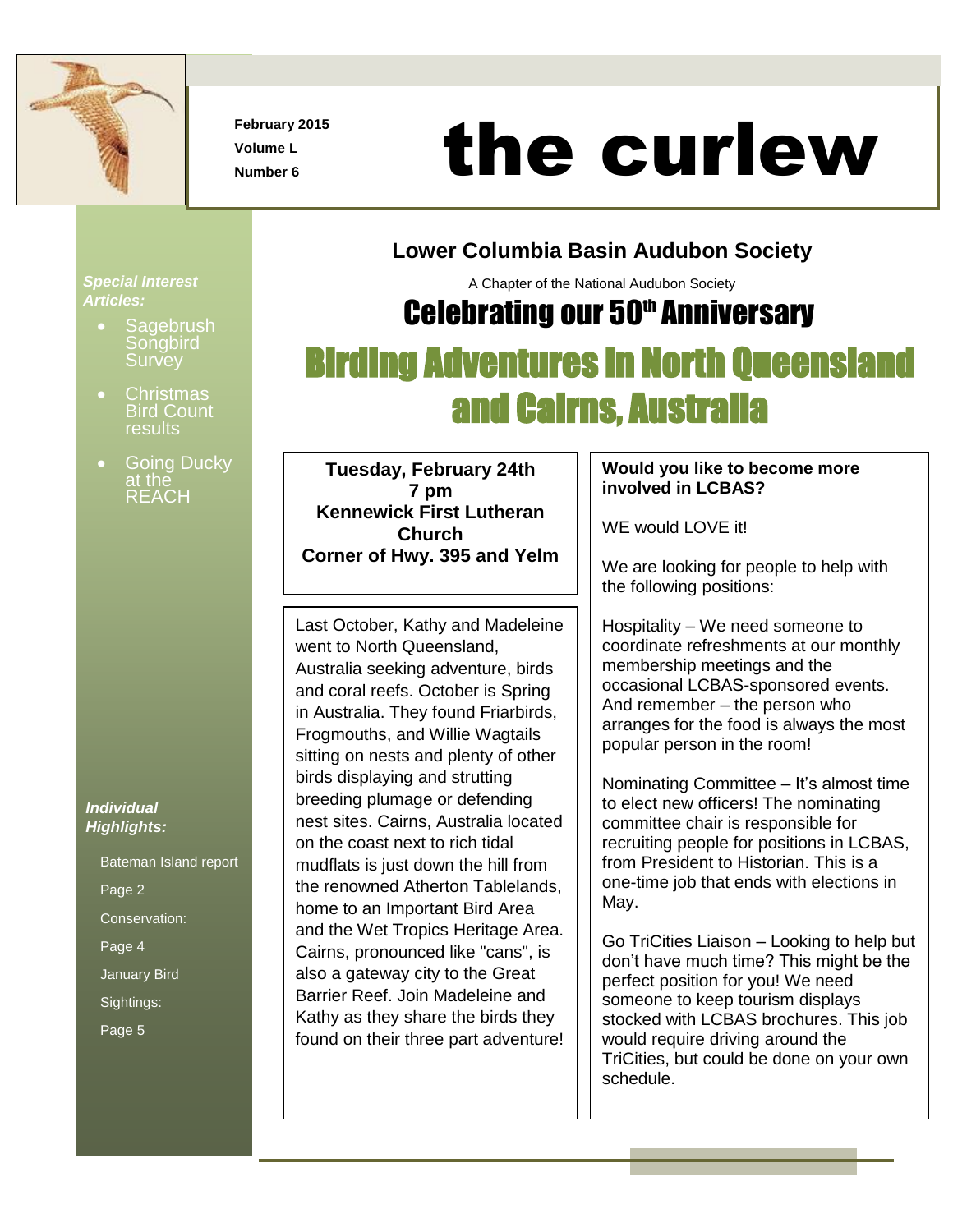February 2015
Volume L
Number 6

# the curlew

## Lower Columbia Basin Audubon Society

A Chapter of the National Audubon Society

## Celebrating our 50th Anniversary

# Birding Adventures in North Queensland and Cairns, Australia

***Special Interest Articles:***

- Sagebrush Songbird Survey
- Christmas Bird Count results
- Going Ducky at the REACH

***Individual Highlights:***

Bateman Island report
Page 2
Conservation:
Page 4
January Bird Sightings:
Page 5

**Tuesday, February 24th**
**7 pm**
**Kennewick First Lutheran Church**
**Corner of Hwy. 395 and Yelm**

Last October, Kathy and Madeleine went to North Queensland, Australia seeking adventure, birds and coral reefs. October is Spring in Australia. They found Friarbirds, Frogmouths, and Willie Wagtails sitting on nests and plenty of other birds displaying and strutting breeding plumage or defending nest sites. Cairns, Australia located on the coast next to rich tidal mudflats is just down the hill from the renowned Atherton Tablelands, home to an Important Bird Area and the Wet Tropics Heritage Area. Cairns, pronounced like "cans", is also a gateway city to the Great Barrier Reef. Join Madeleine and Kathy as they share the birds they found on their three part adventure!

**Would you like to become more involved in LCBAS?**

WE would LOVE it!

We are looking for people to help with the following positions:

Hospitality – We need someone to coordinate refreshments at our monthly membership meetings and the occasional LCBAS-sponsored events. And remember – the person who arranges for the food is always the most popular person in the room!

Nominating Committee – It's almost time to elect new officers! The nominating committee chair is responsible for recruiting people for positions in LCBAS, from President to Historian. This is a one-time job that ends with elections in May.

Go TriCities Liaison – Looking to help but don't have much time? This might be the perfect position for you! We need someone to keep tourism displays stocked with LCBAS brochures. This job would require driving around the TriCities, but could be done on your own schedule.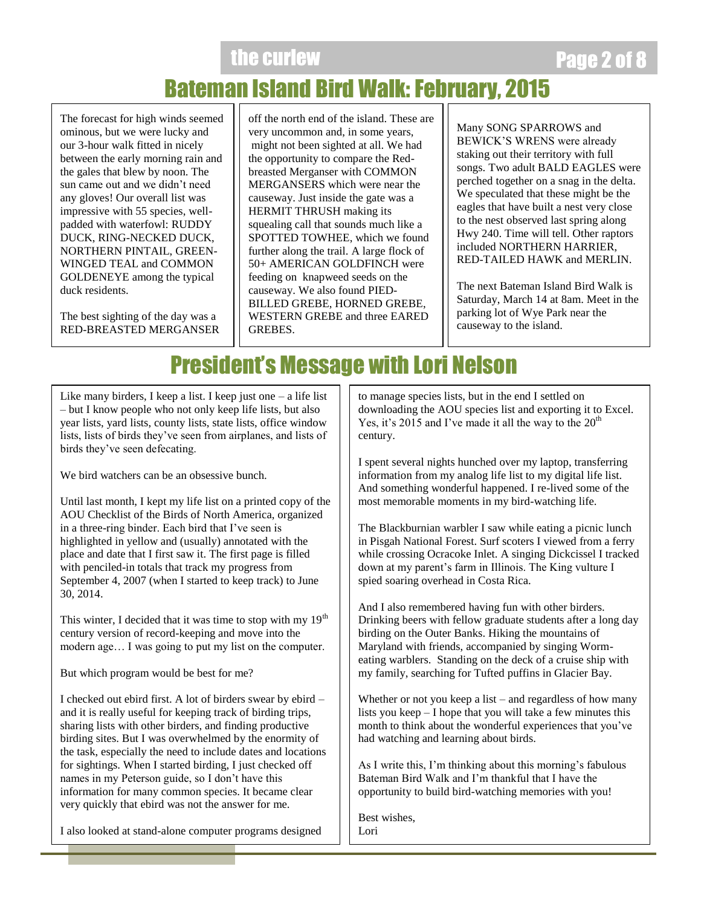# Bateman Island Bird Walk: February, 2015

The forecast for high winds seemed ominous, but we were lucky and our 3-hour walk fitted in nicely between the early morning rain and the gales that blew by noon. The sun came out and we didn't need any gloves! Our overall list was impressive with 55 species, well-padded with waterfowl: RUDDY DUCK, RING-NECKED DUCK, NORTHERN PINTAIL, GREEN-WINGED TEAL and COMMON GOLDENEYE among the typical duck residents.

The best sighting of the day was a RED-BREASTED MERGANSER off the north end of the island. These are very uncommon and, in some years, might not been sighted at all. We had the opportunity to compare the Red-breasted Merganser with COMMON MERGANSERS which were near the causeway. Just inside the gate was a HERMIT THRUSH making its squealing call that sounds much like a SPOTTED TOWHEE, which we found further along the trail. A large flock of 50+ AMERICAN GOLDFINCH were feeding on knapweed seeds on the causeway. We also found PIED-BILLED GREBE, HORNED GREBE, WESTERN GREBE and three EARED GREBES.

Many SONG SPARROWS and BEWICK'S WRENS were already staking out their territory with full songs. Two adult BALD EAGLES were perched together on a snag in the delta. We speculated that these might be the eagles that have built a nest very close to the nest observed last spring along Hwy 240. Time will tell. Other raptors included NORTHERN HARRIER, RED-TAILED HAWK and MERLIN.

The next Bateman Island Bird Walk is Saturday, March 14 at 8am. Meet in the parking lot of Wye Park near the causeway to the island.

# President's Message with Lori Nelson

Like many birders, I keep a list. I keep just one – a life list – but I know people who not only keep life lists, but also year lists, yard lists, county lists, state lists, office window lists, lists of birds they've seen from airplanes, and lists of birds they've seen defecating.

We bird watchers can be an obsessive bunch.

Until last month, I kept my life list on a printed copy of the AOU Checklist of the Birds of North America, organized in a three-ring binder. Each bird that I've seen is highlighted in yellow and (usually) annotated with the place and date that I first saw it. The first page is filled with penciled-in totals that track my progress from September 4, 2007 (when I started to keep track) to June 30, 2014.

This winter, I decided that it was time to stop with my 19th century version of record-keeping and move into the modern age… I was going to put my list on the computer.

But which program would be best for me?

I checked out ebird first. A lot of birders swear by ebird – and it is really useful for keeping track of birding trips, sharing lists with other birders, and finding productive birding sites. But I was overwhelmed by the enormity of the task, especially the need to include dates and locations for sightings. When I started birding, I just checked off names in my Peterson guide, so I don't have this information for many common species. It became clear very quickly that ebird was not the answer for me.

I also looked at stand-alone computer programs designed to manage species lists, but in the end I settled on downloading the AOU species list and exporting it to Excel. Yes, it's 2015 and I've made it all the way to the 20th century.

I spent several nights hunched over my laptop, transferring information from my analog life list to my digital life list. And something wonderful happened. I re-lived some of the most memorable moments in my bird-watching life.

The Blackburnian warbler I saw while eating a picnic lunch in Pisgah National Forest. Surf scoters I viewed from a ferry while crossing Ocracoke Inlet. A singing Dickcissel I tracked down at my parent's farm in Illinois. The King vulture I spied soaring overhead in Costa Rica.

And I also remembered having fun with other birders. Drinking beers with fellow graduate students after a long day birding on the Outer Banks. Hiking the mountains of Maryland with friends, accompanied by singing Worm-eating warblers. Standing on the deck of a cruise ship with my family, searching for Tufted puffins in Glacier Bay.

Whether or not you keep a list – and regardless of how many lists you keep – I hope that you will take a few minutes this month to think about the wonderful experiences that you've had watching and learning about birds.

As I write this, I'm thinking about this morning's fabulous Bateman Bird Walk and I'm thankful that I have the opportunity to build bird-watching memories with you!

Best wishes,
Lori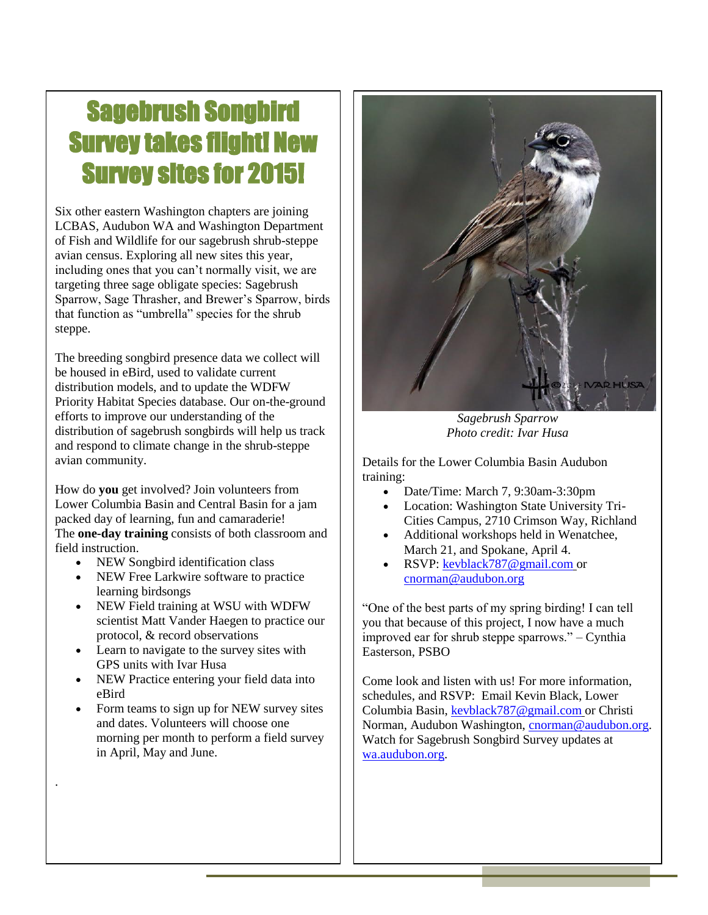# Sagebrush Songbird Survey takes flight! New Survey sites for 2015!

Six other eastern Washington chapters are joining LCBAS, Audubon WA and Washington Department of Fish and Wildlife for our sagebrush shrub-steppe avian census. Exploring all new sites this year, including ones that you can't normally visit, we are targeting three sage obligate species: Sagebrush Sparrow, Sage Thrasher, and Brewer's Sparrow, birds that function as "umbrella" species for the shrub steppe.

The breeding songbird presence data we collect will be housed in eBird, used to validate current distribution models, and to update the WDFW Priority Habitat Species database. Our on-the-ground efforts to improve our understanding of the distribution of sagebrush songbirds will help us track and respond to climate change in the shrub-steppe avian community.

How do **you** get involved? Join volunteers from Lower Columbia Basin and Central Basin for a jam packed day of learning, fun and camaraderie! The **one-day training** consists of both classroom and field instruction.

- NEW Songbird identification class
- NEW Free Larkwire software to practice learning birdsongs
- NEW Field training at WSU with WDFW scientist Matt Vander Haegen to practice our protocol, & record observations
- Learn to navigate to the survey sites with GPS units with Ivar Husa
- NEW Practice entering your field data into eBird
- Form teams to sign up for NEW survey sites and dates. Volunteers will choose one morning per month to perform a field survey in April, May and June.

*Sagebrush Sparrow*
*Photo credit: Ivar Husa*

Details for the Lower Columbia Basin Audubon training:

- Date/Time: March 7, 9:30am-3:30pm
- Location: Washington State University Tri-Cities Campus, 2710 Crimson Way, Richland
- Additional workshops held in Wenatchee, March 21, and Spokane, April 4.
- RSVP: kevblack787@gmail.com or cnorman@audubon.org

"One of the best parts of my spring birding! I can tell you that because of this project, I now have a much improved ear for shrub steppe sparrows." – Cynthia Easterson, PSBO

Come look and listen with us! For more information, schedules, and RSVP: Email Kevin Black, Lower Columbia Basin, kevblack787@gmail.com or Christi Norman, Audubon Washington, cnorman@audubon.org. Watch for Sagebrush Songbird Survey updates at wa.audubon.org.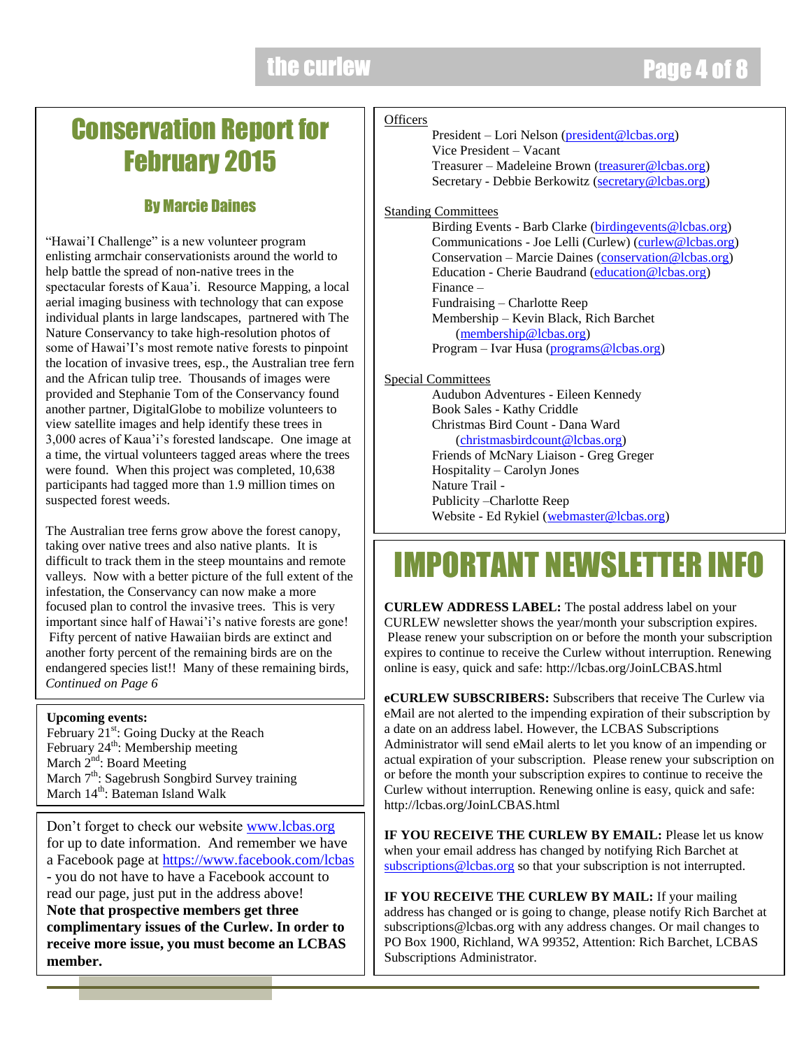# Conservation Report for February 2015

### By Marcie Daines

"Hawai'I Challenge" is a new volunteer program enlisting armchair conservationists around the world to help battle the spread of non-native trees in the spectacular forests of Kaua'i. Resource Mapping, a local aerial imaging business with technology that can expose individual plants in large landscapes, partnered with The Nature Conservancy to take high-resolution photos of some of Hawai'I's most remote native forests to pinpoint the location of invasive trees, esp., the Australian tree fern and the African tulip tree. Thousands of images were provided and Stephanie Tom of the Conservancy found another partner, DigitalGlobe to mobilize volunteers to view satellite images and help identify these trees in 3,000 acres of Kaua'i's forested landscape. One image at a time, the virtual volunteers tagged areas where the trees were found. When this project was completed, 10,638 participants had tagged more than 1.9 million times on suspected forest weeds.

The Australian tree ferns grow above the forest canopy, taking over native trees and also native plants. It is difficult to track them in the steep mountains and remote valleys. Now with a better picture of the full extent of the infestation, the Conservancy can now make a more focused plan to control the invasive trees. This is very important since half of Hawai'i's native forests are gone! Fifty percent of native Hawaiian birds are extinct and another forty percent of the remaining birds are on the endangered species list!! Many of these remaining birds, *Continued on Page 6*

**Upcoming events:**
February 21st: Going Ducky at the Reach
February 24th: Membership meeting
March 2nd: Board Meeting
March 7th: Sagebrush Songbird Survey training
March 14th: Bateman Island Walk

Don't forget to check our website www.lcbas.org for up to date information. And remember we have a Facebook page at https://www.facebook.com/lcbas - you do not have to have a Facebook account to read our page, just put in the address above! **Note that prospective members get three complimentary issues of the Curlew. In order to receive more issue, you must become an LCBAS member.**

Officers

- President – Lori Nelson (president@lcbas.org)
- Vice President – Vacant
- Treasurer – Madeleine Brown (treasurer@lcbas.org)
- Secretary - Debbie Berkowitz (secretary@lcbas.org)

Standing Committees

- Birding Events - Barb Clarke (birdingevents@lcbas.org)
- Communications - Joe Lelli (Curlew) (curlew@lcbas.org)
- Conservation – Marcie Daines (conservation@lcbas.org)
- Education - Cherie Baudrand (education@lcbas.org)
- Finance –
- Fundraising – Charlotte Reep
- Membership – Kevin Black, Rich Barchet (membership@lcbas.org)
- Program – Ivar Husa (programs@lcbas.org)

Special Committees

- Audubon Adventures - Eileen Kennedy
- Book Sales - Kathy Criddle
- Christmas Bird Count - Dana Ward (christmasbirdcount@lcbas.org)
- Friends of McNary Liaison - Greg Greger
- Hospitality – Carolyn Jones
- Nature Trail -
- Publicity –Charlotte Reep
- Website - Ed Rykiel (webmaster@lcbas.org)

# IMPORTANT NEWSLETTER INFO

**CURLEW ADDRESS LABEL:** The postal address label on your CURLEW newsletter shows the year/month your subscription expires. Please renew your subscription on or before the month your subscription expires to continue to receive the Curlew without interruption. Renewing online is easy, quick and safe: http://lcbas.org/JoinLCBAS.html

**eCURLEW SUBSCRIBERS:** Subscribers that receive The Curlew via eMail are not alerted to the impending expiration of their subscription by a date on an address label. However, the LCBAS Subscriptions Administrator will send eMail alerts to let you know of an impending or actual expiration of your subscription. Please renew your subscription on or before the month your subscription expires to continue to receive the Curlew without interruption. Renewing online is easy, quick and safe: http://lcbas.org/JoinLCBAS.html

**IF YOU RECEIVE THE CURLEW BY EMAIL:** Please let us know when your email address has changed by notifying Rich Barchet at subscriptions@lcbas.org so that your subscription is not interrupted.

**IF YOU RECEIVE THE CURLEW BY MAIL:** If your mailing address has changed or is going to change, please notify Rich Barchet at subscriptions@lcbas.org with any address changes. Or mail changes to PO Box 1900, Richland, WA 99352, Attention: Rich Barchet, LCBAS Subscriptions Administrator.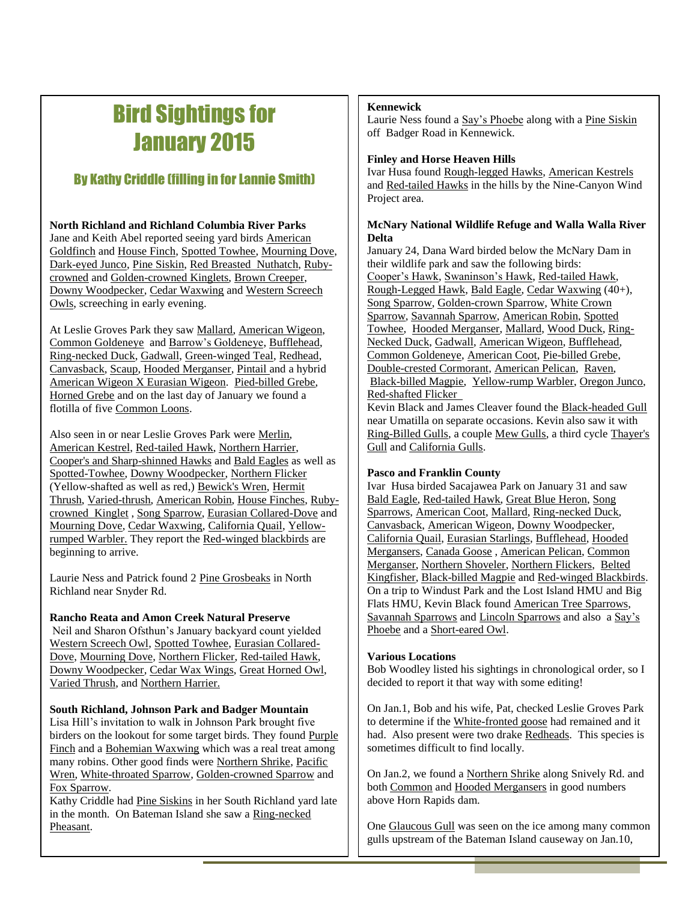# Bird Sightings for January 2015

## By Kathy Criddle (filling in for Lannie Smith)

**North Richland and Richland Columbia River Parks**
Jane and Keith Abel reported seeing yard birds American Goldfinch and House Finch, Spotted Towhee, Mourning Dove, Dark-eyed Junco, Pine Siskin, Red Breasted Nuthatch, Ruby-crowned and Golden-crowned Kinglets, Brown Creeper, Downy Woodpecker, Cedar Waxwing and Western Screech Owls, screeching in early evening.

At Leslie Groves Park they saw Mallard, American Wigeon, Common Goldeneye and Barrow's Goldeneye, Bufflehead, Ring-necked Duck, Gadwall, Green-winged Teal, Redhead, Canvasback, Scaup, Hooded Merganser, Pintail and a hybrid American Wigeon X Eurasian Wigeon. Pied-billed Grebe, Horned Grebe and on the last day of January we found a flotilla of five Common Loons.

Also seen in or near Leslie Groves Park were Merlin, American Kestrel, Red-tailed Hawk, Northern Harrier, Cooper's and Sharp-shinned Hawks and Bald Eagles as well as Spotted-Towhee, Downy Woodpecker, Northern Flicker (Yellow-shafted as well as red,) Bewick's Wren, Hermit Thrush, Varied-thrush, American Robin, House Finches, Ruby-crowned Kinglet , Song Sparrow, Eurasian Collared-Dove and Mourning Dove, Cedar Waxwing, California Quail, Yellow-rumped Warbler. They report the Red-winged blackbirds are beginning to arrive.

Laurie Ness and Patrick found 2 Pine Grosbeaks in North Richland near Snyder Rd.

**Rancho Reata and Amon Creek Natural Preserve**
Neil and Sharon Ofsthun's January backyard count yielded Western Screech Owl, Spotted Towhee, Eurasian Collared-Dove, Mourning Dove, Northern Flicker, Red-tailed Hawk, Downy Woodpecker, Cedar Wax Wings, Great Horned Owl, Varied Thrush, and Northern Harrier.

**South Richland, Johnson Park and Badger Mountain**
Lisa Hill's invitation to walk in Johnson Park brought five birders on the lookout for some target birds. They found Purple Finch and a Bohemian Waxwing which was a real treat among many robins. Other good finds were Northern Shrike, Pacific Wren, White-throated Sparrow, Golden-crowned Sparrow and Fox Sparrow.
Kathy Criddle had Pine Siskins in her South Richland yard late in the month. On Bateman Island she saw a Ring-necked Pheasant.

**Kennewick**
Laurie Ness found a Say's Phoebe along with a Pine Siskin off Badger Road in Kennewick.

**Finley and Horse Heaven Hills**
Ivar Husa found Rough-legged Hawks, American Kestrels and Red-tailed Hawks in the hills by the Nine-Canyon Wind Project area.

**McNary National Wildlife Refuge and Walla Walla River Delta**
January 24, Dana Ward birded below the McNary Dam in their wildlife park and saw the following birds: Cooper's Hawk, Swaninson's Hawk, Red-tailed Hawk, Rough-Legged Hawk, Bald Eagle, Cedar Waxwing (40+), Song Sparrow, Golden-crown Sparrow, White Crown Sparrow, Savannah Sparrow, American Robin, Spotted Towhee, Hooded Merganser, Mallard, Wood Duck, Ring-Necked Duck, Gadwall, American Wigeon, Bufflehead, Common Goldeneye, American Coot, Pie-billed Grebe, Double-crested Cormorant, American Pelican, Raven, Black-billed Magpie, Yellow-rump Warbler, Oregon Junco, Red-shafted Flicker
Kevin Black and James Cleaver found the Black-headed Gull near Umatilla on separate occasions. Kevin also saw it with Ring-Billed Gulls, a couple Mew Gulls, a third cycle Thayer's Gull and California Gulls.

**Pasco and Franklin County**
Ivar Husa birded Sacajawea Park on January 31 and saw Bald Eagle, Red-tailed Hawk, Great Blue Heron, Song Sparrows, American Coot, Mallard, Ring-necked Duck, Canvasback, American Wigeon, Downy Woodpecker, California Quail, Eurasian Starlings, Bufflehead, Hooded Mergansers, Canada Goose , American Pelican, Common Merganser, Northern Shoveler, Northern Flickers, Belted Kingfisher, Black-billed Magpie and Red-winged Blackbirds.
On a trip to Windust Park and the Lost Island HMU and Big Flats HMU, Kevin Black found American Tree Sparrows, Savannah Sparrows and Lincoln Sparrows and also a Say's Phoebe and a Short-eared Owl.

**Various Locations**
Bob Woodley listed his sightings in chronological order, so I decided to report it that way with some editing!

On Jan.1, Bob and his wife, Pat, checked Leslie Groves Park to determine if the White-fronted goose had remained and it had. Also present were two drake Redheads. This species is sometimes difficult to find locally.

On Jan.2, we found a Northern Shrike along Snively Rd. and both Common and Hooded Mergansers in good numbers above Horn Rapids dam.

One Glaucous Gull was seen on the ice among many common gulls upstream of the Bateman Island causeway on Jan.10,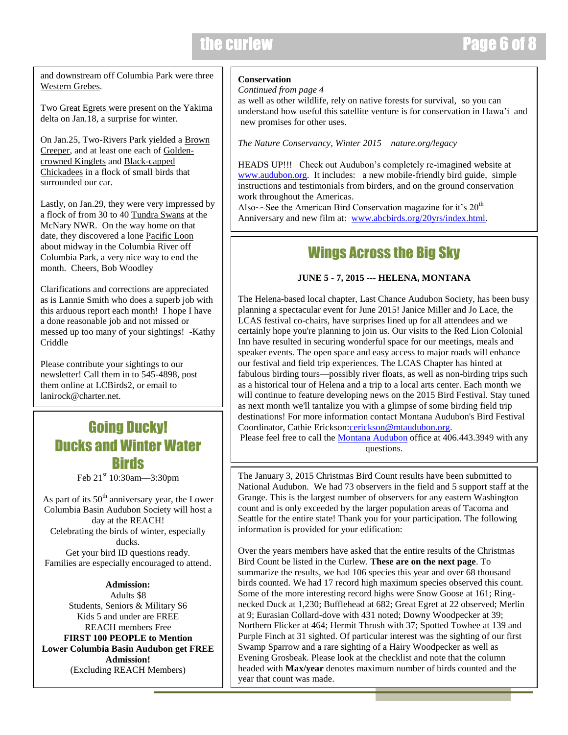and downstream off Columbia Park were three Western Grebes.

Two Great Egrets were present on the Yakima delta on Jan.18, a surprise for winter.

On Jan.25, Two-Rivers Park yielded a Brown Creeper, and at least one each of Golden-crowned Kinglets and Black-capped Chickadees in a flock of small birds that surrounded our car.

Lastly, on Jan.29, they were very impressed by a flock of from 30 to 40 Tundra Swans at the McNary NWR. On the way home on that date, they discovered a lone Pacific Loon about midway in the Columbia River off Columbia Park, a very nice way to end the month. Cheers, Bob Woodley

Clarifications and corrections are appreciated as is Lannie Smith who does a superb job with this arduous report each month! I hope I have a done reasonable job and not missed or messed up too many of your sightings! -Kathy Criddle

Please contribute your sightings to our newsletter! Call them in to 545-4898, post them online at LCBirds2, or email to lanirock@charter.net.

## Going Ducky! Ducks and Winter Water Birds

Feb 21st 10:30am—3:30pm

As part of its 50th anniversary year, the Lower Columbia Basin Audubon Society will host a day at the REACH!
Celebrating the birds of winter, especially ducks.
Get your bird ID questions ready.
Families are especially encouraged to attend.

**Admission:**
Adults $8
Students, Seniors & Military $6
Kids 5 and under are FREE
REACH members Free
**FIRST 100 PEOPLE to Mention Lower Columbia Basin Audubon get FREE Admission!**
(Excluding REACH Members)

**Conservation**
*Continued from page 4*
as well as other wildlife, rely on native forests for survival, so you can understand how useful this satellite venture is for conservation in Hawa'i and new promises for other uses.

*The Nature Conservancy, Winter 2015 nature.org/legacy*

HEADS UP!!! Check out Audubon's completely re-imagined website at www.audubon.org. It includes: a new mobile-friendly bird guide, simple instructions and testimonials from birders, and on the ground conservation work throughout the Americas.
Also~~See the American Bird Conservation magazine for it's 20th Anniversary and new film at: www.abcbirds.org/20yrs/index.html.

## Wings Across the Big Sky

**JUNE 5 - 7, 2015 --- HELENA, MONTANA**

The Helena-based local chapter, Last Chance Audubon Society, has been busy planning a spectacular event for June 2015! Janice Miller and Jo Lace, the LCAS festival co-chairs, have surprises lined up for all attendees and we certainly hope you're planning to join us. Our visits to the Red Lion Colonial Inn have resulted in securing wonderful space for our meetings, meals and speaker events. The open space and easy access to major roads will enhance our festival and field trip experiences. The LCAS Chapter has hinted at fabulous birding tours—possibly river floats, as well as non-birding trips such as a historical tour of Helena and a trip to a local arts center. Each month we will continue to feature developing news on the 2015 Bird Festival. Stay tuned as next month we'll tantalize you with a glimpse of some birding field trip destinations! For more information contact Montana Audubon's Bird Festival Coordinator, Cathie Erickson:cerickson@mtaudubon.org.
Please feel free to call the Montana Audubon office at 406.443.3949 with any questions.

The January 3, 2015 Christmas Bird Count results have been submitted to National Audubon. We had 73 observers in the field and 5 support staff at the Grange. This is the largest number of observers for any eastern Washington count and is only exceeded by the larger population areas of Tacoma and Seattle for the entire state! Thank you for your participation. The following information is provided for your edification:

Over the years members have asked that the entire results of the Christmas Bird Count be listed in the Curlew. **These are on the next page**. To summarize the results, we had 106 species this year and over 68 thousand birds counted. We had 17 record high maximum species observed this count. Some of the more interesting record highs were Snow Goose at 161; Ring-necked Duck at 1,230; Bufflehead at 682; Great Egret at 22 observed; Merlin at 9; Eurasian Collard-dove with 431 noted; Downy Woodpecker at 39; Northern Flicker at 464; Hermit Thrush with 37; Spotted Towhee at 139 and Purple Finch at 31 sighted. Of particular interest was the sighting of our first Swamp Sparrow and a rare sighting of a Hairy Woodpecker as well as Evening Grosbeak. Please look at the checklist and note that the column headed with **Max/year** denotes maximum number of birds counted and the year that count was made.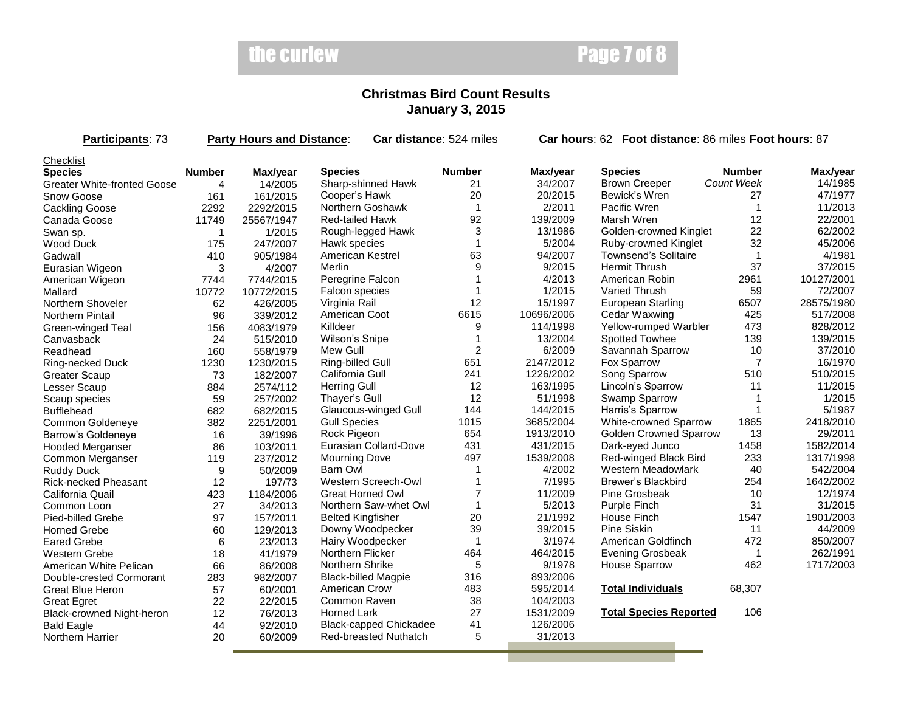## Christmas Bird Count Results
## January 3, 2015

**Participants**: 73 **Party Hours and Distance**: **Car distance**: 524 miles **Car hours**: 62 **Foot distance**: 86 miles **Foot hours**: 87

Checklist

| Species | Number | Max/year |
|---|---|---|
| Greater White-fronted Goose | 4 | 14/2005 |
| Snow Goose | 161 | 161/2015 |
| Cackling Goose | 2292 | 2292/2015 |
| Canada Goose | 11749 | 25567/1947 |
| Swan sp. | 1 | 1/2015 |
| Wood Duck | 175 | 247/2007 |
| Gadwall | 410 | 905/1984 |
| Eurasian Wigeon | 3 | 4/2007 |
| American Wigeon | 7744 | 7744/2015 |
| Mallard | 10772 | 10772/2015 |
| Northern Shoveler | 62 | 426/2005 |
| Northern Pintail | 96 | 339/2012 |
| Green-winged Teal | 156 | 4083/1979 |
| Canvasback | 24 | 515/2010 |
| Readhead | 160 | 558/1979 |
| Ring-necked Duck | 1230 | 1230/2015 |
| Greater Scaup | 73 | 182/2007 |
| Lesser Scaup | 884 | 2574/112 |
| Scaup species | 59 | 257/2002 |
| Bufflehead | 682 | 682/2015 |
| Common Goldeneye | 382 | 2251/2001 |
| Barrow's Goldeneye | 16 | 39/1996 |
| Hooded Merganser | 86 | 103/2011 |
| Common Merganser | 119 | 237/2012 |
| Ruddy Duck | 9 | 50/2009 |
| Rick-necked Pheasant | 12 | 197/73 |
| California Quail | 423 | 1184/2006 |
| Common Loon | 27 | 34/2013 |
| Pied-billed Grebe | 97 | 157/2011 |
| Horned Grebe | 60 | 129/2013 |
| Eared Grebe | 6 | 23/2013 |
| Western Grebe | 18 | 41/1979 |
| American White Pelican | 66 | 86/2008 |
| Double-crested Cormorant | 283 | 982/2007 |
| Great Blue Heron | 57 | 60/2001 |
| Great Egret | 22 | 22/2015 |
| Black-crowned Night-heron | 12 | 76/2013 |
| Bald Eagle | 44 | 92/2010 |
| Northern Harrier | 20 | 60/2009 |
| Sharp-shinned Hawk | 21 | 34/2007 |
| Cooper's Hawk | 20 | 20/2015 |
| Northern Goshawk | 1 | 2/2011 |
| Red-tailed Hawk | 92 | 139/2009 |
| Rough-legged Hawk | 3 | 13/1986 |
| Hawk species | 1 | 5/2004 |
| American Kestrel | 63 | 94/2007 |
| Merlin | 9 | 9/2015 |
| Peregrine Falcon | 1 | 4/2013 |
| Falcon species | 1 | 1/2015 |
| Virginia Rail | 12 | 15/1997 |
| American Coot | 6615 | 10696/2006 |
| Killdeer | 9 | 114/1998 |
| Wilson's Snipe | 1 | 13/2004 |
| Mew Gull | 2 | 6/2009 |
| Ring-billed Gull | 651 | 2147/2012 |
| California Gull | 241 | 1226/2002 |
| Herring Gull | 12 | 163/1995 |
| Thayer's Gull | 12 | 51/1998 |
| Glaucous-winged Gull | 144 | 144/2015 |
| Gull Species | 1015 | 3685/2004 |
| Rock Pigeon | 654 | 1913/2010 |
| Eurasian Collard-Dove | 431 | 431/2015 |
| Mourning Dove | 497 | 1539/2008 |
| Barn Owl | 1 | 4/2002 |
| Western Screech-Owl | 1 | 7/1995 |
| Great Horned Owl | 7 | 11/2009 |
| Northern Saw-whet Owl | 1 | 5/2013 |
| Belted Kingfisher | 20 | 21/1992 |
| Downy Woodpecker | 39 | 39/2015 |
| Hairy Woodpecker | 1 | 3/1974 |
| Northern Flicker | 464 | 464/2015 |
| Northern Shrike | 5 | 9/1978 |
| Black-billed Magpie | 316 | 893/2006 |
| American Crow | 483 | 595/2014 |
| Common Raven | 38 | 104/2003 |
| Horned Lark | 27 | 1531/2009 |
| Black-capped Chickadee | 41 | 126/2006 |
| Red-breasted Nuthatch | 5 | 31/2013 |
| Brown Creeper | *Count Week* | 14/1985 |
| Bewick's Wren | 27 | 47/1977 |
| Pacific Wren | 1 | 11/2013 |
| Marsh Wren | 12 | 22/2001 |
| Golden-crowned Kinglet | 22 | 62/2002 |
| Ruby-crowned Kinglet | 32 | 45/2006 |
| Townsend's Solitaire | 1 | 4/1981 |
| Hermit Thrush | 37 | 37/2015 |
| American Robin | 2961 | 10127/2001 |
| Varied Thrush | 59 | 72/2007 |
| European Starling | 6507 | 28575/1980 |
| Cedar Waxwing | 425 | 517/2008 |
| Yellow-rumped Warbler | 473 | 828/2012 |
| Spotted Towhee | 139 | 139/2015 |
| Savannah Sparrow | 10 | 37/2010 |
| Fox Sparrow | 7 | 16/1970 |
| Song Sparrow | 510 | 510/2015 |
| Lincoln's Sparrow | 11 | 11/2015 |
| Swamp Sparrow | 1 | 1/2015 |
| Harris's Sparrow | 1 | 5/1987 |
| White-crowned Sparrow | 1865 | 2418/2010 |
| Golden Crowned Sparrow | 13 | 29/2011 |
| Dark-eyed Junco | 1458 | 1582/2014 |
| Red-winged Black Bird | 233 | 1317/1998 |
| Western Meadowlark | 40 | 542/2004 |
| Brewer's Blackbird | 254 | 1642/2002 |
| Pine Grosbeak | 10 | 12/1974 |
| Purple Finch | 31 | 31/2015 |
| House Finch | 1547 | 1901/2003 |
| Pine Siskin | 11 | 44/2009 |
| American Goldfinch | 472 | 850/2007 |
| Evening Grosbeak | 1 | 262/1991 |
| House Sparrow | 462 | 1717/2003 |

**Total Individuals** 68,307

**Total Species Reported** 106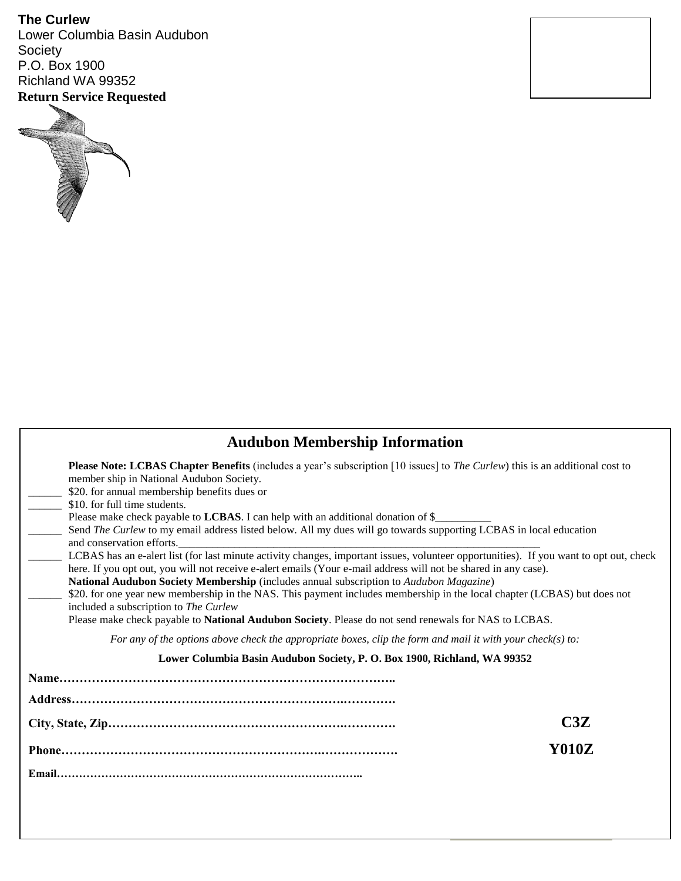**The Curlew**
Lower Columbia Basin Audubon Society
P.O. Box 1900
Richland WA 99352
**Return Service Requested**

## Audubon Membership Information

**Please Note: LCBAS Chapter Benefits** (includes a year's subscription [10 issues] to *The Curlew*) this is an additional cost to member ship in National Audubon Society.

______ $20. for annual membership benefits dues or
______ $10. for full time students.
Please make check payable to **LCBAS**. I can help with an additional donation of $__________
______ Send *The Curlew* to my email address listed below. All my dues will go towards supporting LCBAS in local education and conservation efforts.____________________________________________________________________
______ LCBAS has an e-alert list (for last minute activity changes, important issues, volunteer opportunities). If you want to opt out, check here. If you opt out, you will not receive e-alert emails (Your e-mail address will not be shared in any case).

**National Audubon Society Membership** (includes annual subscription to *Audubon Magazine*)
______ $20. for one year new membership in the NAS. This payment includes membership in the local chapter (LCBAS) but does not included a subscription to *The Curlew*
Please make check payable to **National Audubon Society**. Please do not send renewals for NAS to LCBAS.

*For any of the options above check the appropriate boxes, clip the form and mail it with your check(s) to:*

**Lower Columbia Basin Audubon Society, P. O. Box 1900, Richland, WA 99352**

**Name…………………………………………………………………………..**

**Address……………………………………………………………………….**

**City, State, Zip……………………………………………………………….** **C3Z**

**Phone………………………………………………………………………….** **Y010Z**

**Email…………………………………………………………………………..**